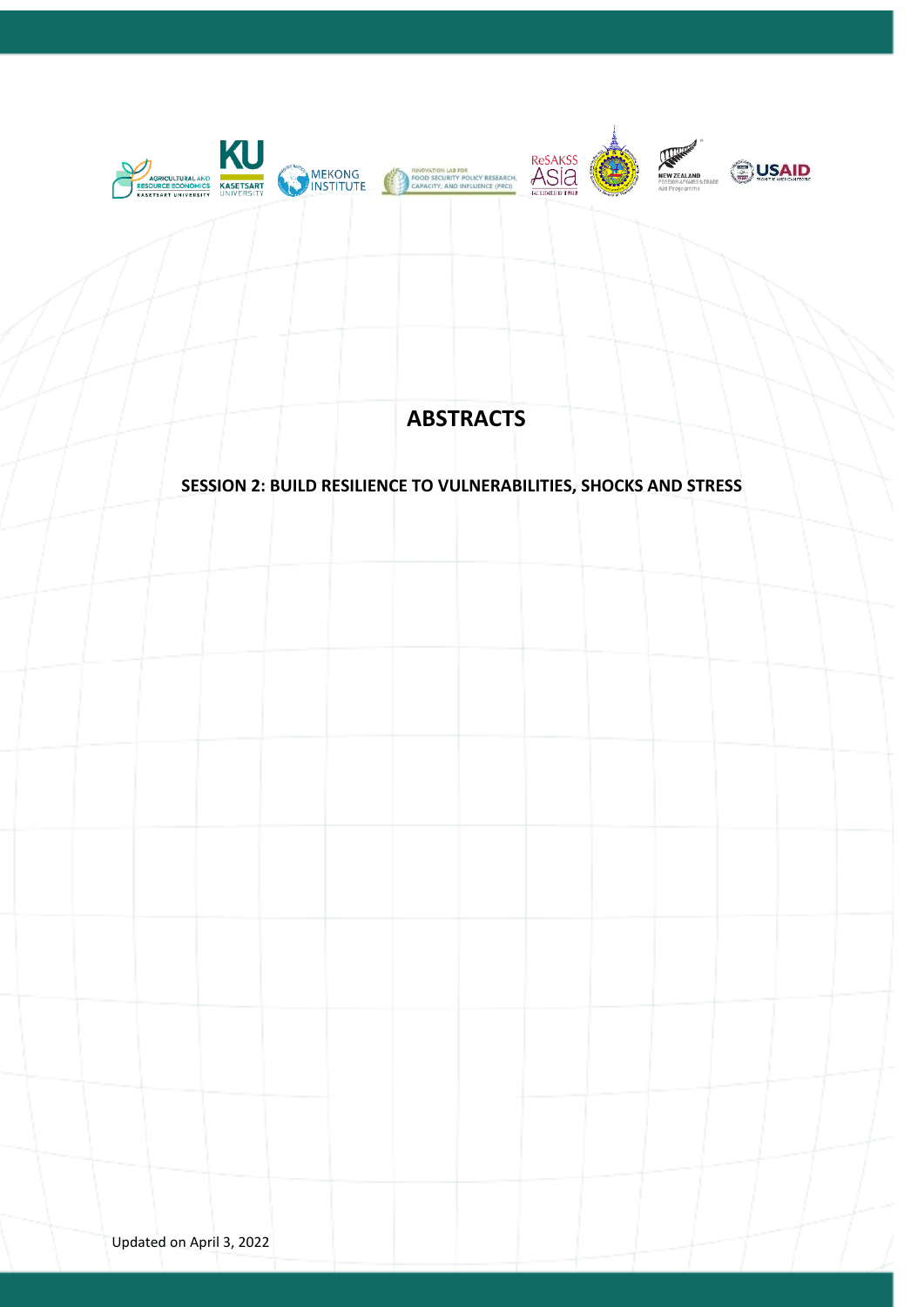# ABSTRACTS

## SESSION 2: BUILD RESILIENCE TO VULNERABILITIES, SHOCKS AND STRESS

Updated on April 3, 2022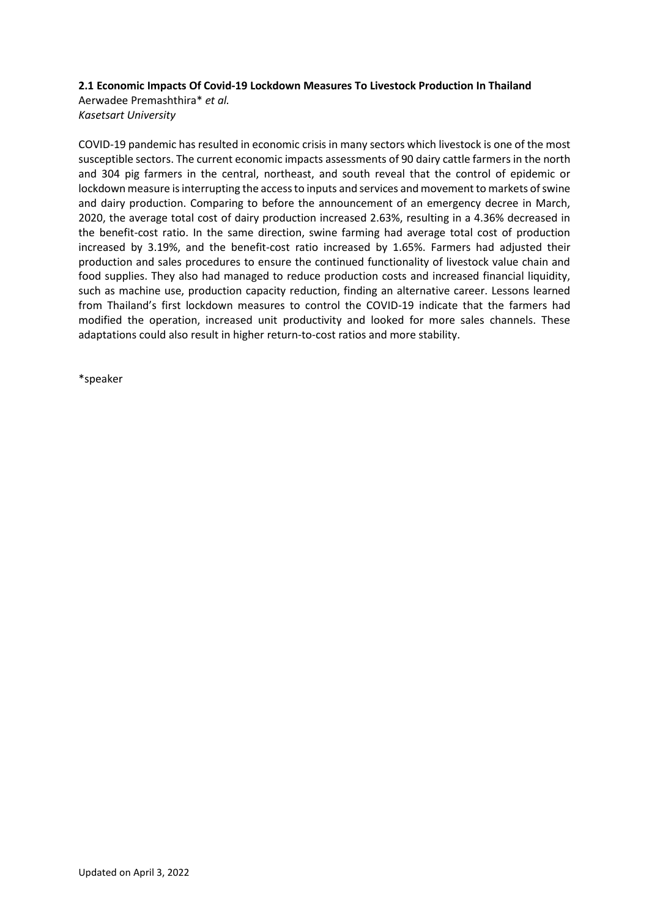**2.1 Economic Impacts Of Covid-19 Lockdown Measures To Livestock Production In Thailand**
Aerwadee Premashthira* *et al.*
*Kasetsart University*

COVID-19 pandemic has resulted in economic crisis in many sectors which livestock is one of the most susceptible sectors. The current economic impacts assessments of 90 dairy cattle farmers in the north and 304 pig farmers in the central, northeast, and south reveal that the control of epidemic or lockdown measure is interrupting the access to inputs and services and movement to markets of swine and dairy production. Comparing to before the announcement of an emergency decree in March, 2020, the average total cost of dairy production increased 2.63%, resulting in a 4.36% decreased in the benefit-cost ratio. In the same direction, swine farming had average total cost of production increased by 3.19%, and the benefit-cost ratio increased by 1.65%. Farmers had adjusted their production and sales procedures to ensure the continued functionality of livestock value chain and food supplies. They also had managed to reduce production costs and increased financial liquidity, such as machine use, production capacity reduction, finding an alternative career. Lessons learned from Thailand's first lockdown measures to control the COVID-19 indicate that the farmers had modified the operation, increased unit productivity and looked for more sales channels. These adaptations could also result in higher return-to-cost ratios and more stability.

*speaker

Updated on April 3, 2022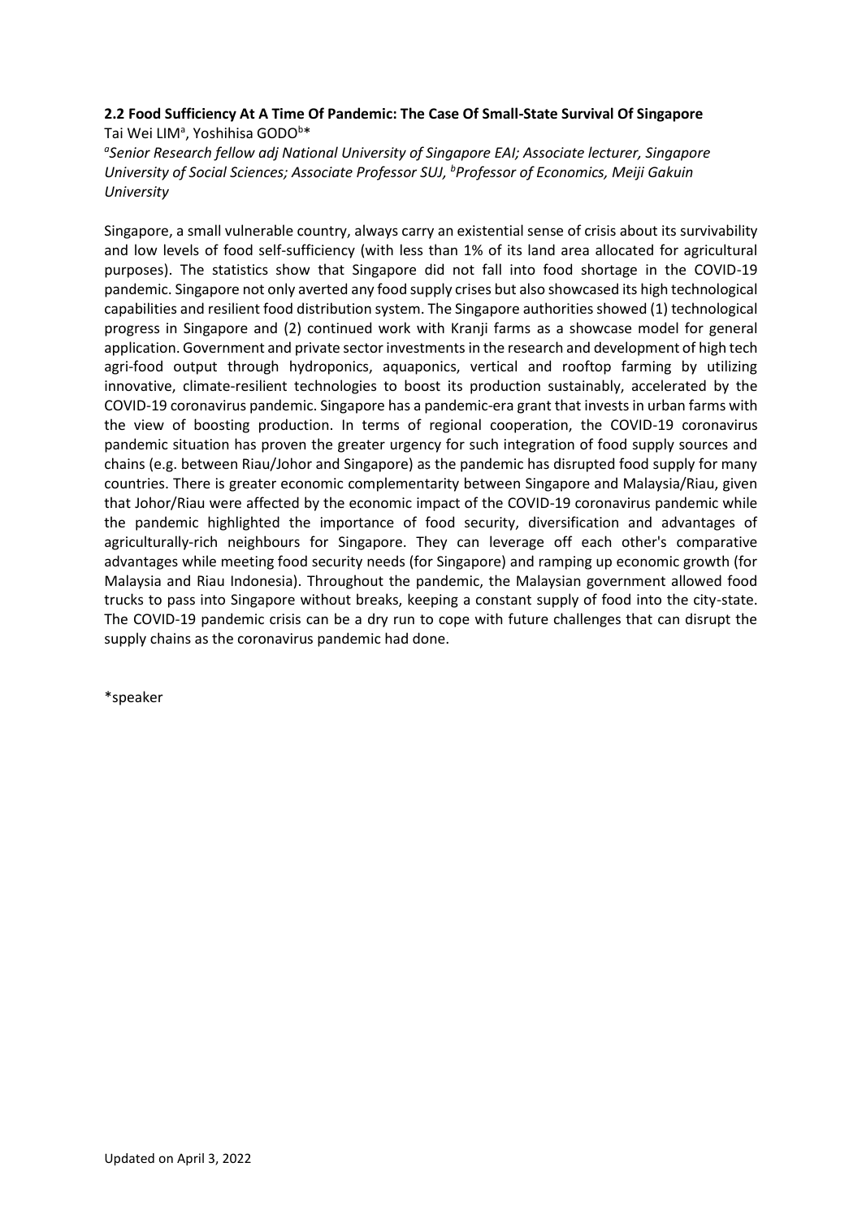**2.2 Food Sufficiency At A Time Of Pandemic: The Case Of Small-State Survival Of Singapore**

Tai Wei LIM[a], Yoshihisa GODO[b]*

[a]*Senior Research fellow adj National University of Singapore EAI; Associate lecturer, Singapore University of Social Sciences; Associate Professor SUJ,* [b]*Professor of Economics, Meiji Gakuin University*

Singapore, a small vulnerable country, always carry an existential sense of crisis about its survivability and low levels of food self-sufficiency (with less than 1% of its land area allocated for agricultural purposes). The statistics show that Singapore did not fall into food shortage in the COVID-19 pandemic. Singapore not only averted any food supply crises but also showcased its high technological capabilities and resilient food distribution system. The Singapore authorities showed (1) technological progress in Singapore and (2) continued work with Kranji farms as a showcase model for general application. Government and private sector investments in the research and development of high tech agri-food output through hydroponics, aquaponics, vertical and rooftop farming by utilizing innovative, climate-resilient technologies to boost its production sustainably, accelerated by the COVID-19 coronavirus pandemic. Singapore has a pandemic-era grant that invests in urban farms with the view of boosting production. In terms of regional cooperation, the COVID-19 coronavirus pandemic situation has proven the greater urgency for such integration of food supply sources and chains (e.g. between Riau/Johor and Singapore) as the pandemic has disrupted food supply for many countries. There is greater economic complementarity between Singapore and Malaysia/Riau, given that Johor/Riau were affected by the economic impact of the COVID-19 coronavirus pandemic while the pandemic highlighted the importance of food security, diversification and advantages of agriculturally-rich neighbours for Singapore. They can leverage off each other's comparative advantages while meeting food security needs (for Singapore) and ramping up economic growth (for Malaysia and Riau Indonesia). Throughout the pandemic, the Malaysian government allowed food trucks to pass into Singapore without breaks, keeping a constant supply of food into the city-state. The COVID-19 pandemic crisis can be a dry run to cope with future challenges that can disrupt the supply chains as the coronavirus pandemic had done.

*speaker

Updated on April 3, 2022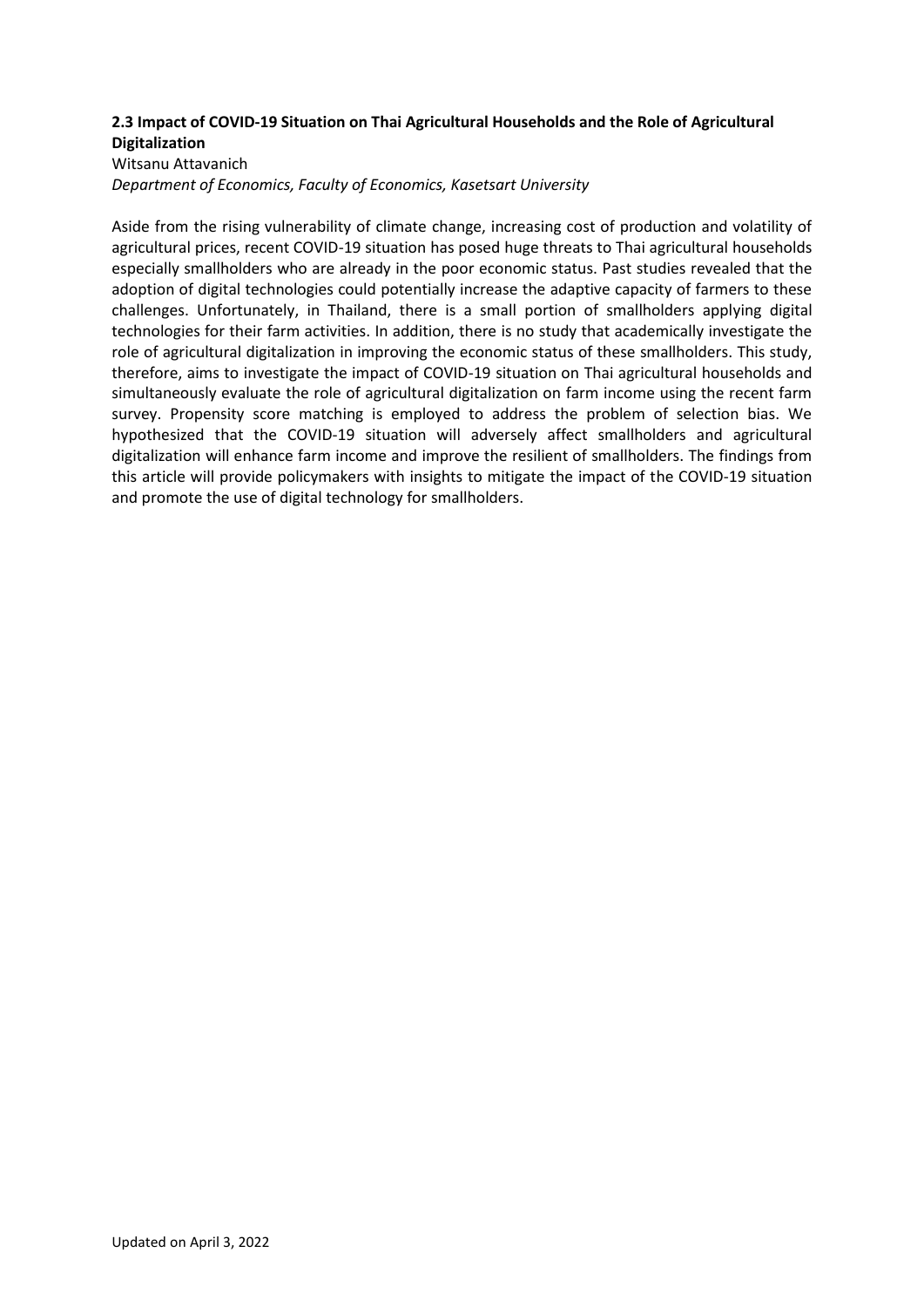**2.3 Impact of COVID-19 Situation on Thai Agricultural Households and the Role of Agricultural Digitalization**

Witsanu Attavanich

*Department of Economics, Faculty of Economics, Kasetsart University*

Aside from the rising vulnerability of climate change, increasing cost of production and volatility of agricultural prices, recent COVID-19 situation has posed huge threats to Thai agricultural households especially smallholders who are already in the poor economic status. Past studies revealed that the adoption of digital technologies could potentially increase the adaptive capacity of farmers to these challenges. Unfortunately, in Thailand, there is a small portion of smallholders applying digital technologies for their farm activities. In addition, there is no study that academically investigate the role of agricultural digitalization in improving the economic status of these smallholders. This study, therefore, aims to investigate the impact of COVID-19 situation on Thai agricultural households and simultaneously evaluate the role of agricultural digitalization on farm income using the recent farm survey. Propensity score matching is employed to address the problem of selection bias. We hypothesized that the COVID-19 situation will adversely affect smallholders and agricultural digitalization will enhance farm income and improve the resilient of smallholders. The findings from this article will provide policymakers with insights to mitigate the impact of the COVID-19 situation and promote the use of digital technology for smallholders.

Updated on April 3, 2022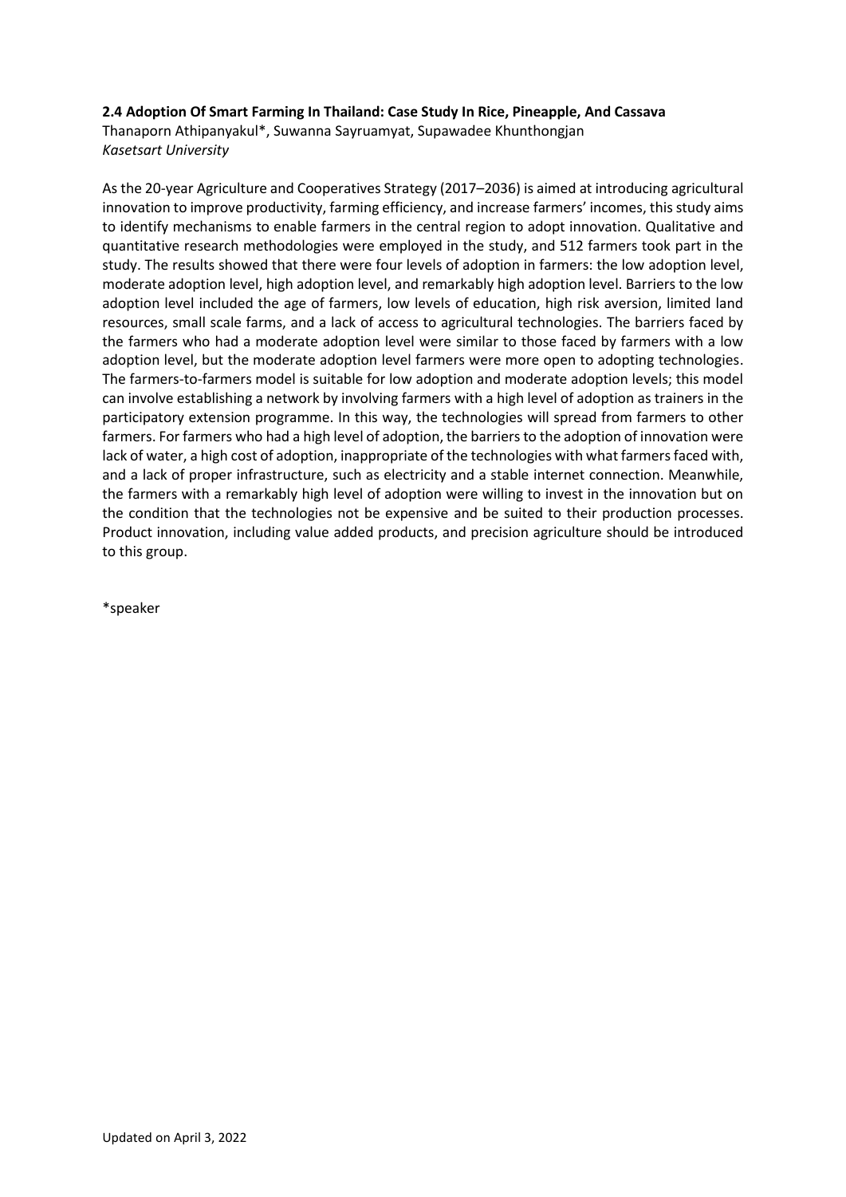**2.4 Adoption Of Smart Farming In Thailand: Case Study In Rice, Pineapple, And Cassava**

Thanaporn Athipanyakul*, Suwanna Sayruamyat, Supawadee Khunthongjan

*Kasetsart University*

As the 20-year Agriculture and Cooperatives Strategy (2017–2036) is aimed at introducing agricultural innovation to improve productivity, farming efficiency, and increase farmers' incomes, this study aims to identify mechanisms to enable farmers in the central region to adopt innovation. Qualitative and quantitative research methodologies were employed in the study, and 512 farmers took part in the study. The results showed that there were four levels of adoption in farmers: the low adoption level, moderate adoption level, high adoption level, and remarkably high adoption level. Barriers to the low adoption level included the age of farmers, low levels of education, high risk aversion, limited land resources, small scale farms, and a lack of access to agricultural technologies. The barriers faced by the farmers who had a moderate adoption level were similar to those faced by farmers with a low adoption level, but the moderate adoption level farmers were more open to adopting technologies. The farmers-to-farmers model is suitable for low adoption and moderate adoption levels; this model can involve establishing a network by involving farmers with a high level of adoption as trainers in the participatory extension programme. In this way, the technologies will spread from farmers to other farmers. For farmers who had a high level of adoption, the barriers to the adoption of innovation were lack of water, a high cost of adoption, inappropriate of the technologies with what farmers faced with, and a lack of proper infrastructure, such as electricity and a stable internet connection. Meanwhile, the farmers with a remarkably high level of adoption were willing to invest in the innovation but on the condition that the technologies not be expensive and be suited to their production processes. Product innovation, including value added products, and precision agriculture should be introduced to this group.

*speaker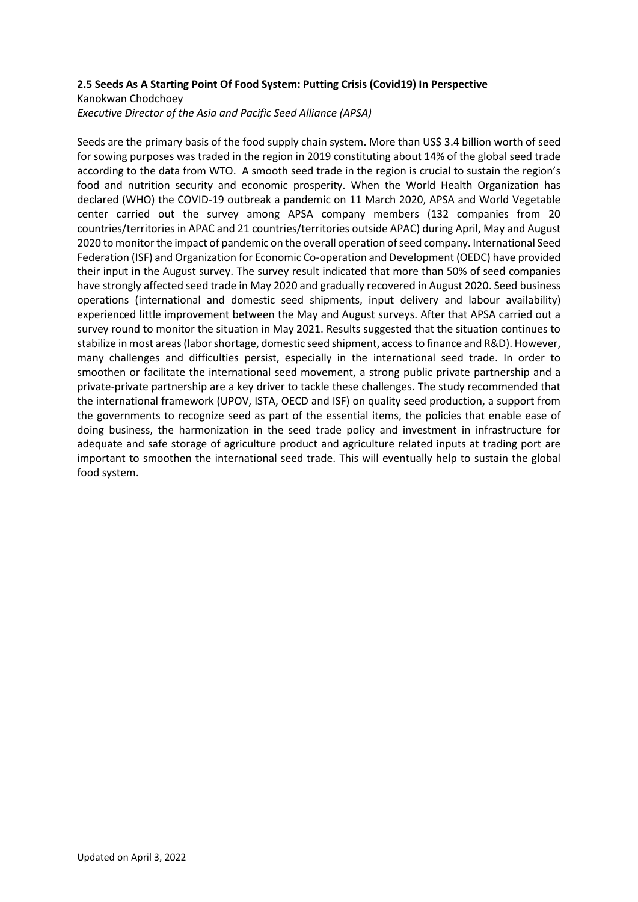**2.5 Seeds As A Starting Point Of Food System: Putting Crisis (Covid19) In Perspective**

Kanokwan Chodchoey

*Executive Director of the Asia and Pacific Seed Alliance (APSA)*

Seeds are the primary basis of the food supply chain system. More than US$ 3.4 billion worth of seed for sowing purposes was traded in the region in 2019 constituting about 14% of the global seed trade according to the data from WTO. A smooth seed trade in the region is crucial to sustain the region's food and nutrition security and economic prosperity. When the World Health Organization has declared (WHO) the COVID-19 outbreak a pandemic on 11 March 2020, APSA and World Vegetable center carried out the survey among APSA company members (132 companies from 20 countries/territories in APAC and 21 countries/territories outside APAC) during April, May and August 2020 to monitor the impact of pandemic on the overall operation of seed company. International Seed Federation (ISF) and Organization for Economic Co-operation and Development (OEDC) have provided their input in the August survey. The survey result indicated that more than 50% of seed companies have strongly affected seed trade in May 2020 and gradually recovered in August 2020. Seed business operations (international and domestic seed shipments, input delivery and labour availability) experienced little improvement between the May and August surveys. After that APSA carried out a survey round to monitor the situation in May 2021. Results suggested that the situation continues to stabilize in most areas (labor shortage, domestic seed shipment, access to finance and R&D). However, many challenges and difficulties persist, especially in the international seed trade. In order to smoothen or facilitate the international seed movement, a strong public private partnership and a private-private partnership are a key driver to tackle these challenges. The study recommended that the international framework (UPOV, ISTA, OECD and ISF) on quality seed production, a support from the governments to recognize seed as part of the essential items, the policies that enable ease of doing business, the harmonization in the seed trade policy and investment in infrastructure for adequate and safe storage of agriculture product and agriculture related inputs at trading port are important to smoothen the international seed trade. This will eventually help to sustain the global food system.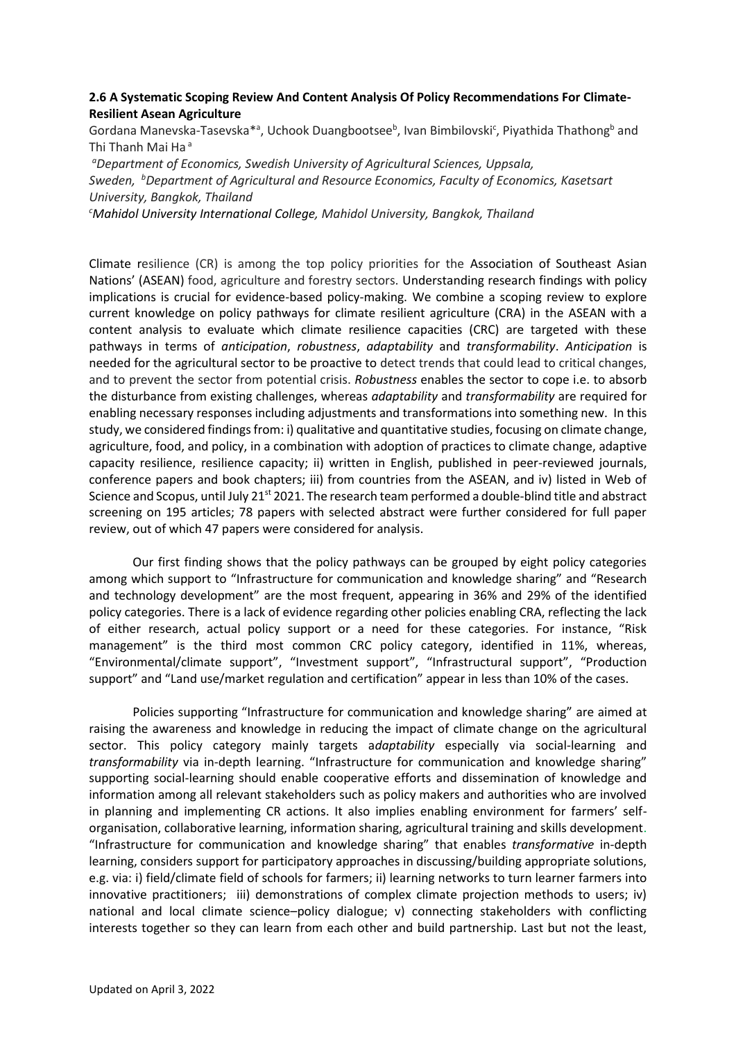**2.6 A Systematic Scoping Review And Content Analysis Of Policy Recommendations For Climate-Resilient Asean Agriculture**

Gordana Manevska-Tasevska*[a], Uchook Duangbootsee[b], Ivan Bimbilovski[c], Piyathida Thathong[b] and Thi Thanh Mai Ha [a]

*[a]Department of Economics, Swedish University of Agricultural Sciences, Uppsala, Sweden, [b]Department of Agricultural and Resource Economics, Faculty of Economics, Kasetsart University, Bangkok, Thailand*

*[c]Mahidol University International College, Mahidol University, Bangkok, Thailand*

Climate resilience (CR) is among the top policy priorities for the Association of Southeast Asian Nations' (ASEAN) food, agriculture and forestry sectors. Understanding research findings with policy implications is crucial for evidence-based policy-making. We combine a scoping review to explore current knowledge on policy pathways for climate resilient agriculture (CRA) in the ASEAN with a content analysis to evaluate which climate resilience capacities (CRC) are targeted with these pathways in terms of *anticipation*, *robustness*, *adaptability* and *transformability*. *Anticipation* is needed for the agricultural sector to be proactive to detect trends that could lead to critical changes, and to prevent the sector from potential crisis. *Robustness* enables the sector to cope i.e. to absorb the disturbance from existing challenges, whereas *adaptability* and *transformability* are required for enabling necessary responses including adjustments and transformations into something new. In this study, we considered findings from: i) qualitative and quantitative studies, focusing on climate change, agriculture, food, and policy, in a combination with adoption of practices to climate change, adaptive capacity resilience, resilience capacity; ii) written in English, published in peer-reviewed journals, conference papers and book chapters; iii) from countries from the ASEAN, and iv) listed in Web of Science and Scopus, until July 21st 2021. The research team performed a double-blind title and abstract screening on 195 articles; 78 papers with selected abstract were further considered for full paper review, out of which 47 papers were considered for analysis.

Our first finding shows that the policy pathways can be grouped by eight policy categories among which support to "Infrastructure for communication and knowledge sharing" and "Research and technology development" are the most frequent, appearing in 36% and 29% of the identified policy categories. There is a lack of evidence regarding other policies enabling CRA, reflecting the lack of either research, actual policy support or a need for these categories. For instance, "Risk management" is the third most common CRC policy category, identified in 11%, whereas, "Environmental/climate support", "Investment support", "Infrastructural support", "Production support" and "Land use/market regulation and certification" appear in less than 10% of the cases.

Policies supporting "Infrastructure for communication and knowledge sharing" are aimed at raising the awareness and knowledge in reducing the impact of climate change on the agricultural sector. This policy category mainly targets a*daptability* especially via social-learning and *transformability* via in-depth learning. "Infrastructure for communication and knowledge sharing" supporting social-learning should enable cooperative efforts and dissemination of knowledge and information among all relevant stakeholders such as policy makers and authorities who are involved in planning and implementing CR actions. It also implies enabling environment for farmers' self-organisation, collaborative learning, information sharing, agricultural training and skills development. "Infrastructure for communication and knowledge sharing" that enables *transformative* in-depth learning, considers support for participatory approaches in discussing/building appropriate solutions, e.g. via: i) field/climate field of schools for farmers; ii) learning networks to turn learner farmers into innovative practitioners; iii) demonstrations of complex climate projection methods to users; iv) national and local climate science–policy dialogue; v) connecting stakeholders with conflicting interests together so they can learn from each other and build partnership. Last but not the least,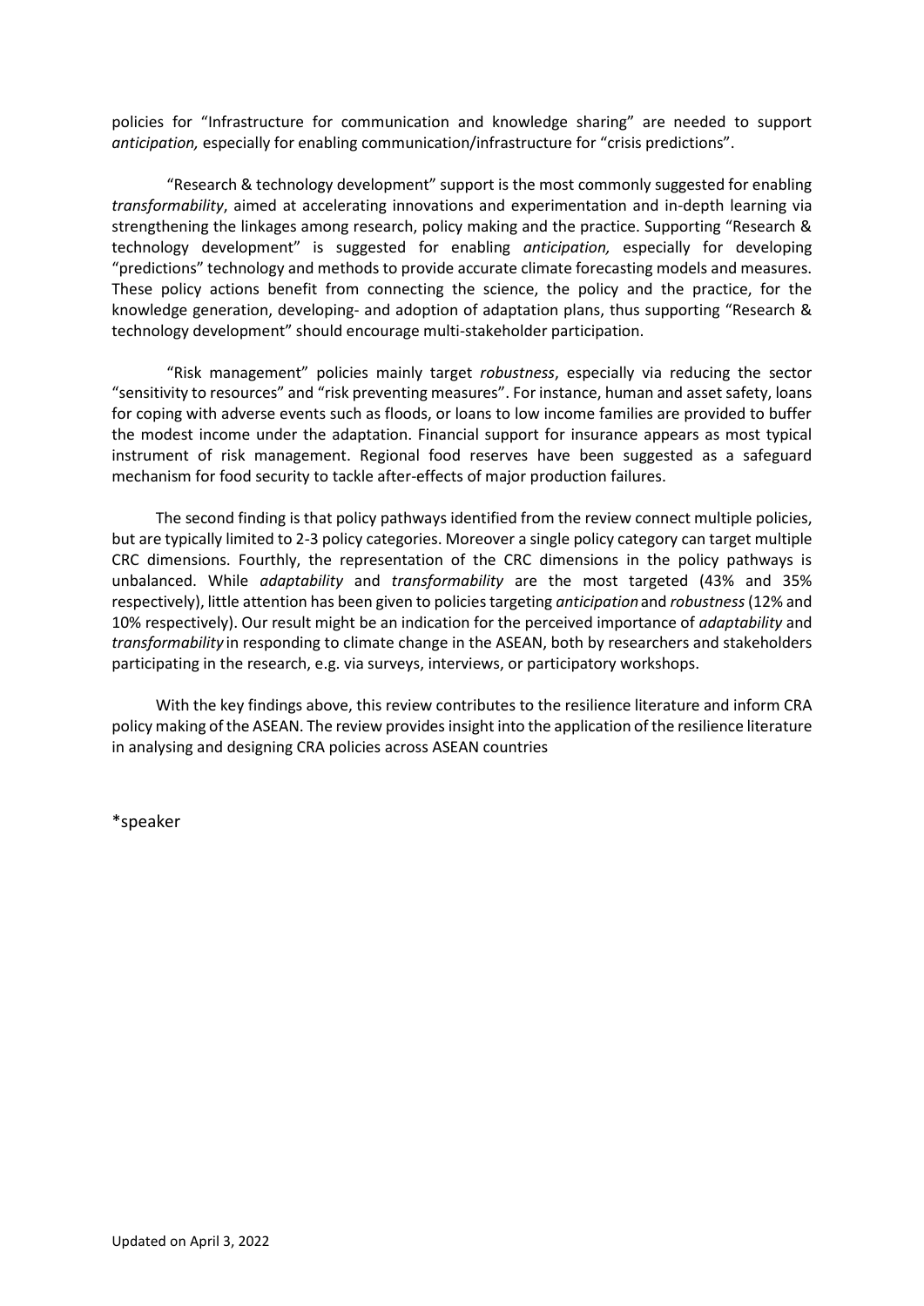policies for "Infrastructure for communication and knowledge sharing" are needed to support *anticipation,* especially for enabling communication/infrastructure for "crisis predictions".

"Research & technology development" support is the most commonly suggested for enabling *transformability*, aimed at accelerating innovations and experimentation and in-depth learning via strengthening the linkages among research, policy making and the practice. Supporting "Research & technology development" is suggested for enabling *anticipation,* especially for developing "predictions" technology and methods to provide accurate climate forecasting models and measures. These policy actions benefit from connecting the science, the policy and the practice, for the knowledge generation, developing- and adoption of adaptation plans, thus supporting "Research & technology development" should encourage multi-stakeholder participation.

"Risk management" policies mainly target *robustness*, especially via reducing the sector "sensitivity to resources" and "risk preventing measures". For instance, human and asset safety, loans for coping with adverse events such as floods, or loans to low income families are provided to buffer the modest income under the adaptation. Financial support for insurance appears as most typical instrument of risk management. Regional food reserves have been suggested as a safeguard mechanism for food security to tackle after-effects of major production failures.

The second finding is that policy pathways identified from the review connect multiple policies, but are typically limited to 2-3 policy categories. Moreover a single policy category can target multiple CRC dimensions. Fourthly, the representation of the CRC dimensions in the policy pathways is unbalanced. While *adaptability* and *transformability* are the most targeted (43% and 35% respectively), little attention has been given to policies targeting *anticipation* and *robustness* (12% and 10% respectively). Our result might be an indication for the perceived importance of *adaptability* and *transformability* in responding to climate change in the ASEAN, both by researchers and stakeholders participating in the research, e.g. via surveys, interviews, or participatory workshops.

With the key findings above, this review contributes to the resilience literature and inform CRA policy making of the ASEAN. The review provides insight into the application of the resilience literature in analysing and designing CRA policies across ASEAN countries

*speaker

Updated on April 3, 2022